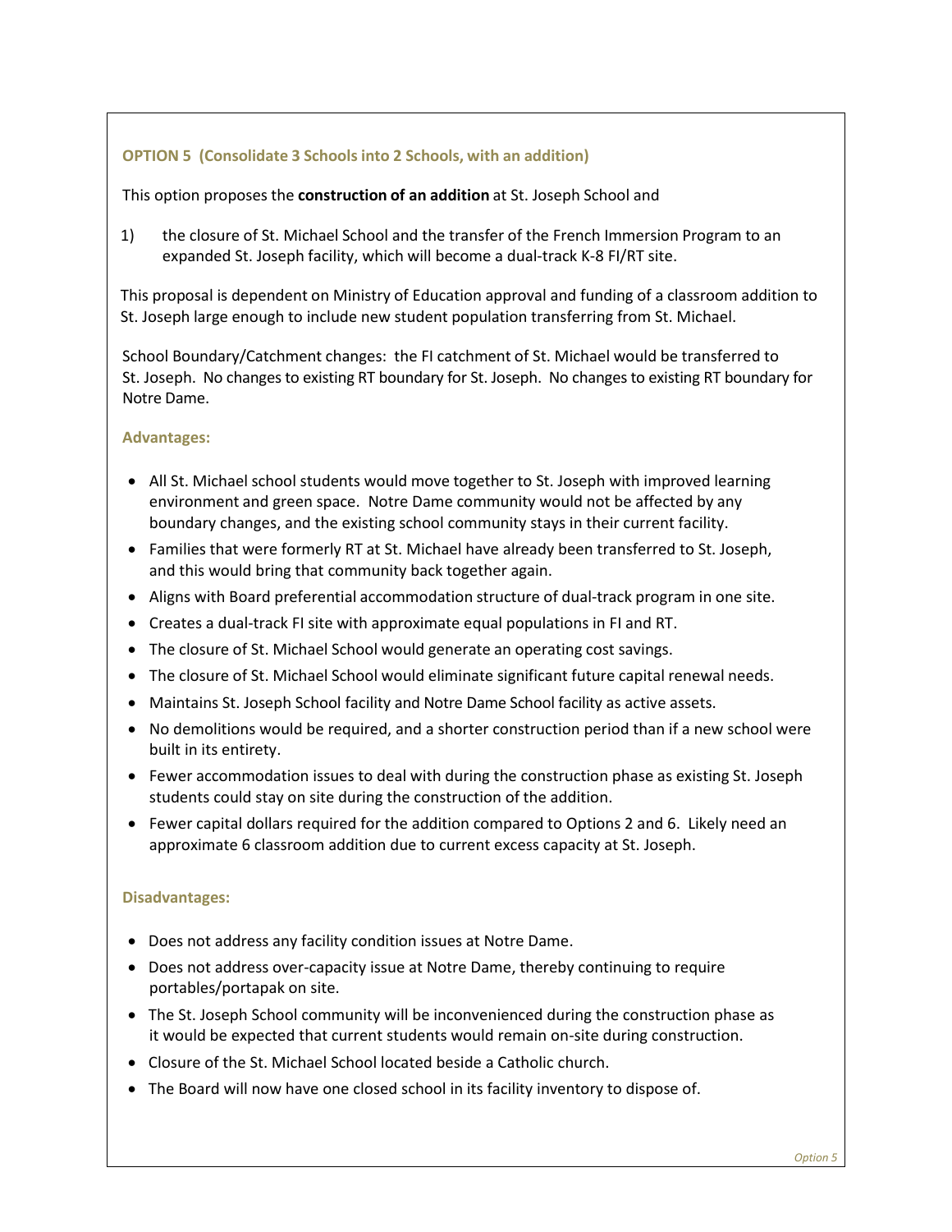## OPTION 5 (Consolidate 3 Schools into 2 Schools, with an addition)

This option proposes the **construction of an addition** at St. Joseph School and

1) the closure of St. Michael School and the transfer of the French Immersion Program to an expanded St. Joseph facility, which will become a dual-track K-8 FI/RT site.

This proposal is dependent on Ministry of Education approval and funding of a classroom addition to St. Joseph large enough to include new student population transferring from St. Michael.

School Boundary/Catchment changes: the FI catchment of St. Michael would be transferred to St. Joseph. No changes to existing RT boundary for St. Joseph. No changes to existing RT boundary for Notre Dame.

### Advantages:

- All St. Michael school students would move together to St. Joseph with improved learning environment and green space. Notre Dame community would not be affected by any boundary changes, and the existing school community stays in their current facility.
- Families that were formerly RT at St. Michael have already been transferred to St. Joseph, and this would bring that community back together again.
- Aligns with Board preferential accommodation structure of dual-track program in one site.
- Creates a dual-track FI site with approximate equal populations in FI and RT.
- The closure of St. Michael School would generate an operating cost savings.
- The closure of St. Michael School would eliminate significant future capital renewal needs.
- Maintains St. Joseph School facility and Notre Dame School facility as active assets.
- No demolitions would be required, and a shorter construction period than if a new school were built in its entirety.
- Fewer accommodation issues to deal with during the construction phase as existing St. Joseph students could stay on site during the construction of the addition.
- Fewer capital dollars required for the addition compared to Options 2 and 6. Likely need an approximate 6 classroom addition due to current excess capacity at St. Joseph.

### Disadvantages:

- Does not address any facility condition issues at Notre Dame.
- Does not address over-capacity issue at Notre Dame, thereby continuing to require portables/portapak on site.
- The St. Joseph School community will be inconvenienced during the construction phase as it would be expected that current students would remain on-site during construction.
- Closure of the St. Michael School located beside a Catholic church.
- The Board will now have one closed school in its facility inventory to dispose of.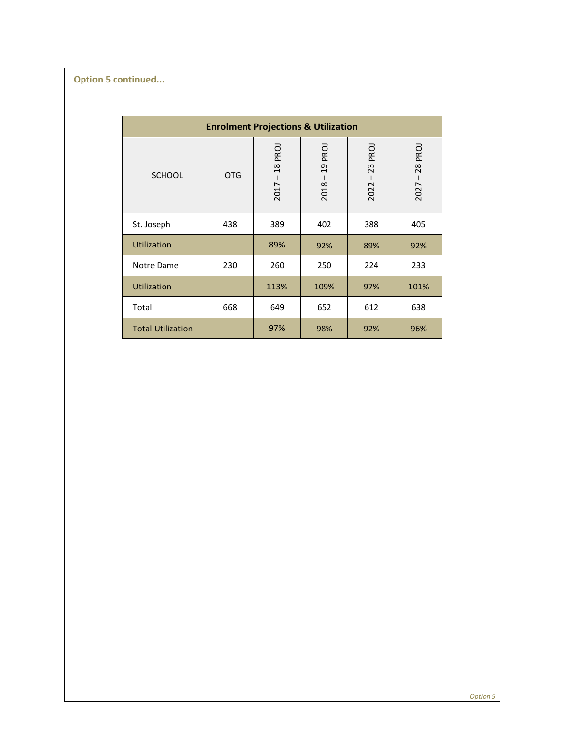**Option 5 continued...**

| Enrolment Projections & Utilization | | | | | |
|---|---|---|---|---|---|
| SCHOOL | OTG | 2017 – 18 PROJ | 2018 – 19 PROJ | 2022 – 23 PROJ | 2027 – 28 PROJ |
| St. Joseph | 438 | 389 | 402 | 388 | 405 |
| Utilization | | 89% | 92% | 89% | 92% |
| Notre Dame | 230 | 260 | 250 | 224 | 233 |
| Utilization | | 113% | 109% | 97% | 101% |
| Total | 668 | 649 | 652 | 612 | 638 |
| Total Utilization | | 97% | 98% | 92% | 96% |